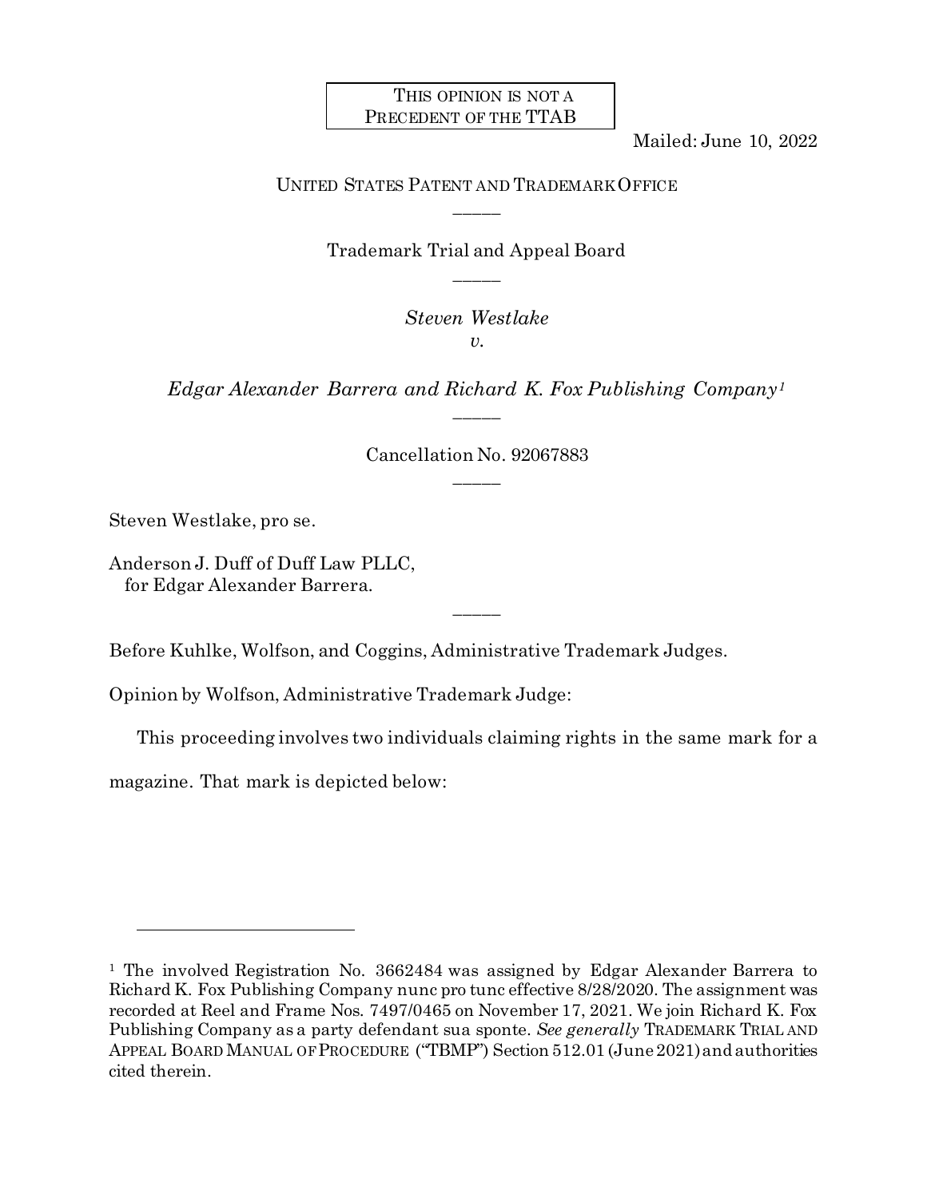THIS OPINION IS NOT A PRECEDENT OF THE TTAB

Mailed: June 10, 2022

UNITED STATES PATENT AND TRADEMARK OFFICE

\_\_\_\_\_

Trademark Trial and Appeal Board

\_\_\_\_\_

*Steven Westlake*
*v.*

*Edgar Alexander Barrera and Richard K. Fox Publishing Company*[1]

\_\_\_\_\_

Cancellation No. 92067883

\_\_\_\_\_

Steven Westlake, pro se.

Anderson J. Duff of Duff Law PLLC,
for Edgar Alexander Barrera.

\_\_\_\_\_

Before Kuhlke, Wolfson, and Coggins, Administrative Trademark Judges.

Opinion by Wolfson, Administrative Trademark Judge:

This proceeding involves two individuals claiming rights in the same mark for a magazine. That mark is depicted below:

---

[1] The involved Registration No. 3662484 was assigned by Edgar Alexander Barrera to Richard K. Fox Publishing Company nunc pro tunc effective 8/28/2020. The assignment was recorded at Reel and Frame Nos. 7497/0465 on November 17, 2021. We join Richard K. Fox Publishing Company as a party defendant sua sponte. *See generally* TRADEMARK TRIAL AND APPEAL BOARD MANUAL OF PROCEDURE ("TBMP") Section 512.01 (June 2021) and authorities cited therein.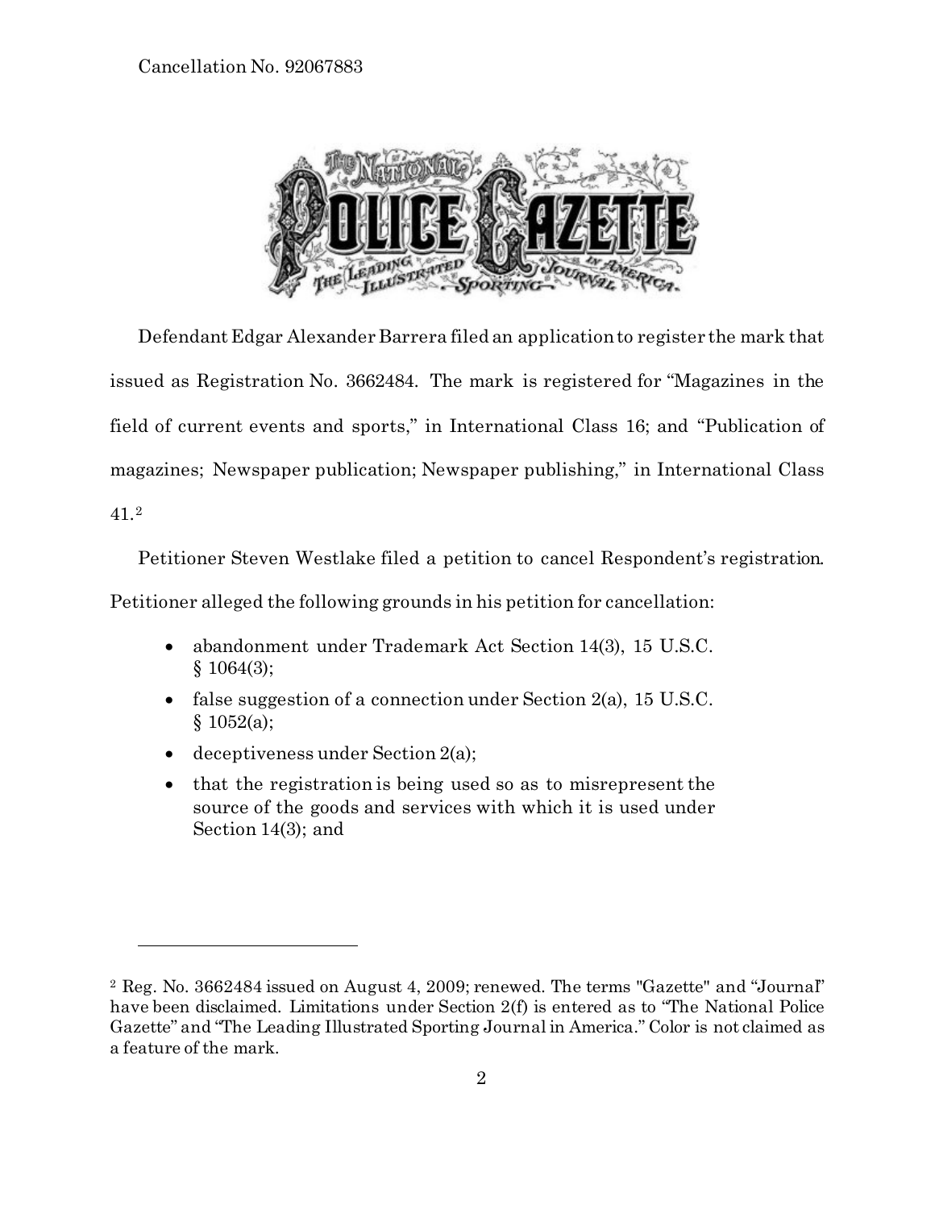Defendant Edgar Alexander Barrera filed an application to register the mark that issued as Registration No. 3662484. The mark is registered for "Magazines in the field of current events and sports," in International Class 16; and "Publication of magazines; Newspaper publication; Newspaper publishing," in International Class 41.[2]

Petitioner Steven Westlake filed a petition to cancel Respondent's registration. Petitioner alleged the following grounds in his petition for cancellation:

- abandonment under Trademark Act Section 14(3), 15 U.S.C. § 1064(3);
- false suggestion of a connection under Section 2(a), 15 U.S.C. § 1052(a);
- deceptiveness under Section 2(a);
- that the registration is being used so as to misrepresent the source of the goods and services with which it is used under Section 14(3); and

---

[2] Reg. No. 3662484 issued on August 4, 2009; renewed. The terms "Gazette" and "Journal" have been disclaimed. Limitations under Section 2(f) is entered as to "The National Police Gazette" and "The Leading Illustrated Sporting Journal in America." Color is not claimed as a feature of the mark.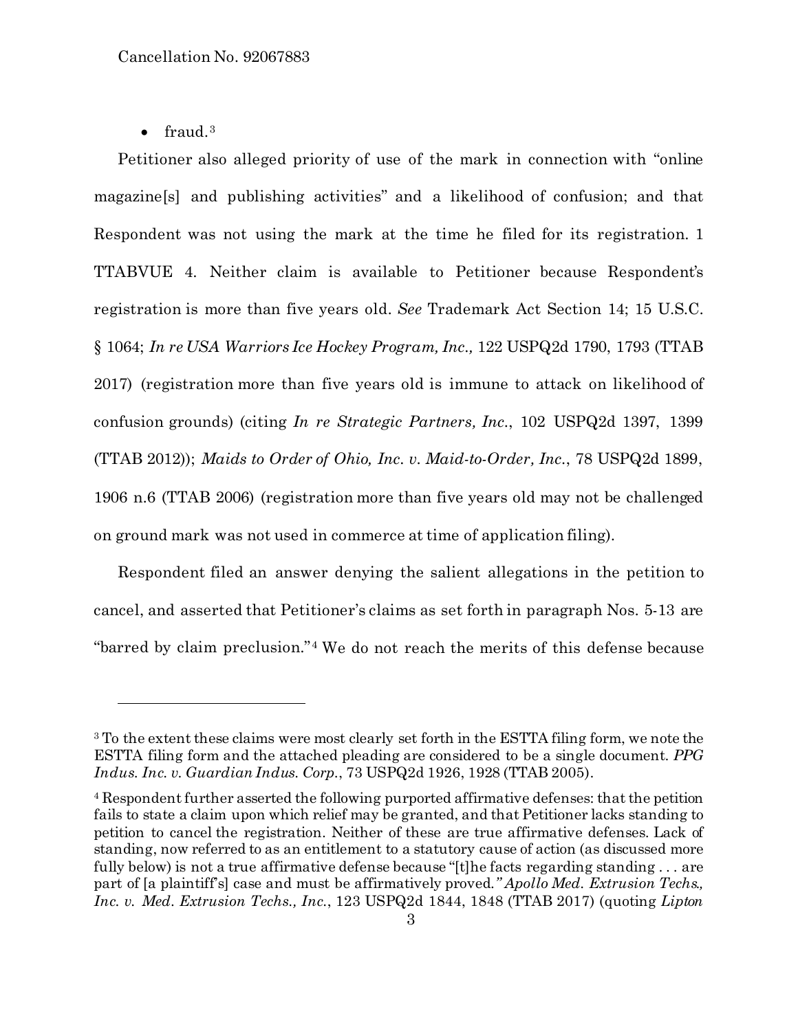- fraud.[3]

Petitioner also alleged priority of use of the mark in connection with "online magazine[s] and publishing activities" and a likelihood of confusion; and that Respondent was not using the mark at the time he filed for its registration. 1 TTABVUE 4. Neither claim is available to Petitioner because Respondent's registration is more than five years old. *See* Trademark Act Section 14; 15 U.S.C. § 1064; *In re USA Warriors Ice Hockey Program, Inc.*, 122 USPQ2d 1790, 1793 (TTAB 2017) (registration more than five years old is immune to attack on likelihood of confusion grounds) (citing *In re Strategic Partners, Inc.*, 102 USPQ2d 1397, 1399 (TTAB 2012)); *Maids to Order of Ohio, Inc. v. Maid-to-Order, Inc.*, 78 USPQ2d 1899, 1906 n.6 (TTAB 2006) (registration more than five years old may not be challenged on ground mark was not used in commerce at time of application filing).

Respondent filed an answer denying the salient allegations in the petition to cancel, and asserted that Petitioner's claims as set forth in paragraph Nos. 5-13 are "barred by claim preclusion."[4] We do not reach the merits of this defense because

---

[3] To the extent these claims were most clearly set forth in the ESTTA filing form, we note the ESTTA filing form and the attached pleading are considered to be a single document. *PPG Indus. Inc. v. Guardian Indus. Corp.*, 73 USPQ2d 1926, 1928 (TTAB 2005).

[4] Respondent further asserted the following purported affirmative defenses: that the petition fails to state a claim upon which relief may be granted, and that Petitioner lacks standing to petition to cancel the registration. Neither of these are true affirmative defenses. Lack of standing, now referred to as an entitlement to a statutory cause of action (as discussed more fully below) is not a true affirmative defense because "[t]he facts regarding standing . . . are part of [a plaintiff's] case and must be affirmatively proved." *Apollo Med. Extrusion Techs., Inc. v. Med. Extrusion Techs., Inc.*, 123 USPQ2d 1844, 1848 (TTAB 2017) (quoting *Lipton*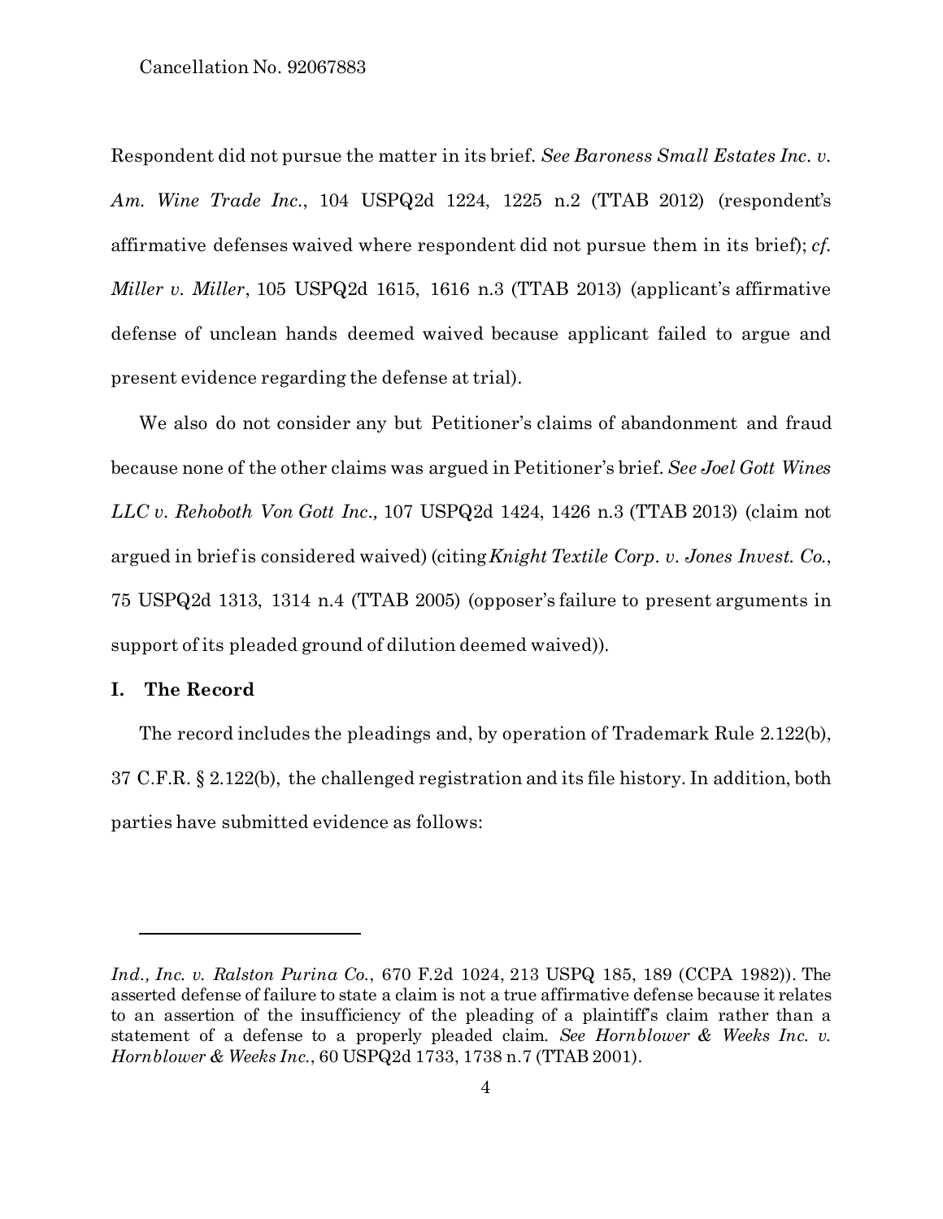Respondent did not pursue the matter in its brief. *See Baroness Small Estates Inc. v. Am. Wine Trade Inc.*, 104 USPQ2d 1224, 1225 n.2 (TTAB 2012) (respondent's affirmative defenses waived where respondent did not pursue them in its brief); *cf. Miller v. Miller*, 105 USPQ2d 1615, 1616 n.3 (TTAB 2013) (applicant's affirmative defense of unclean hands deemed waived because applicant failed to argue and present evidence regarding the defense at trial).

We also do not consider any but Petitioner's claims of abandonment and fraud because none of the other claims was argued in Petitioner's brief. *See Joel Gott Wines LLC v. Rehoboth Von Gott Inc.,* 107 USPQ2d 1424, 1426 n.3 (TTAB 2013) (claim not argued in brief is considered waived) (citing *Knight Textile Corp. v. Jones Invest. Co.*, 75 USPQ2d 1313, 1314 n.4 (TTAB 2005) (opposer's failure to present arguments in support of its pleaded ground of dilution deemed waived)).

## I. The Record

The record includes the pleadings and, by operation of Trademark Rule 2.122(b), 37 C.F.R. § 2.122(b), the challenged registration and its file history. In addition, both parties have submitted evidence as follows:

---

*Ind., Inc. v. Ralston Purina Co.*, 670 F.2d 1024, 213 USPQ 185, 189 (CCPA 1982)). The asserted defense of failure to state a claim is not a true affirmative defense because it relates to an assertion of the insufficiency of the pleading of a plaintiff's claim rather than a statement of a defense to a properly pleaded claim. *See Hornblower & Weeks Inc. v. Hornblower & Weeks Inc.*, 60 USPQ2d 1733, 1738 n.7 (TTAB 2001).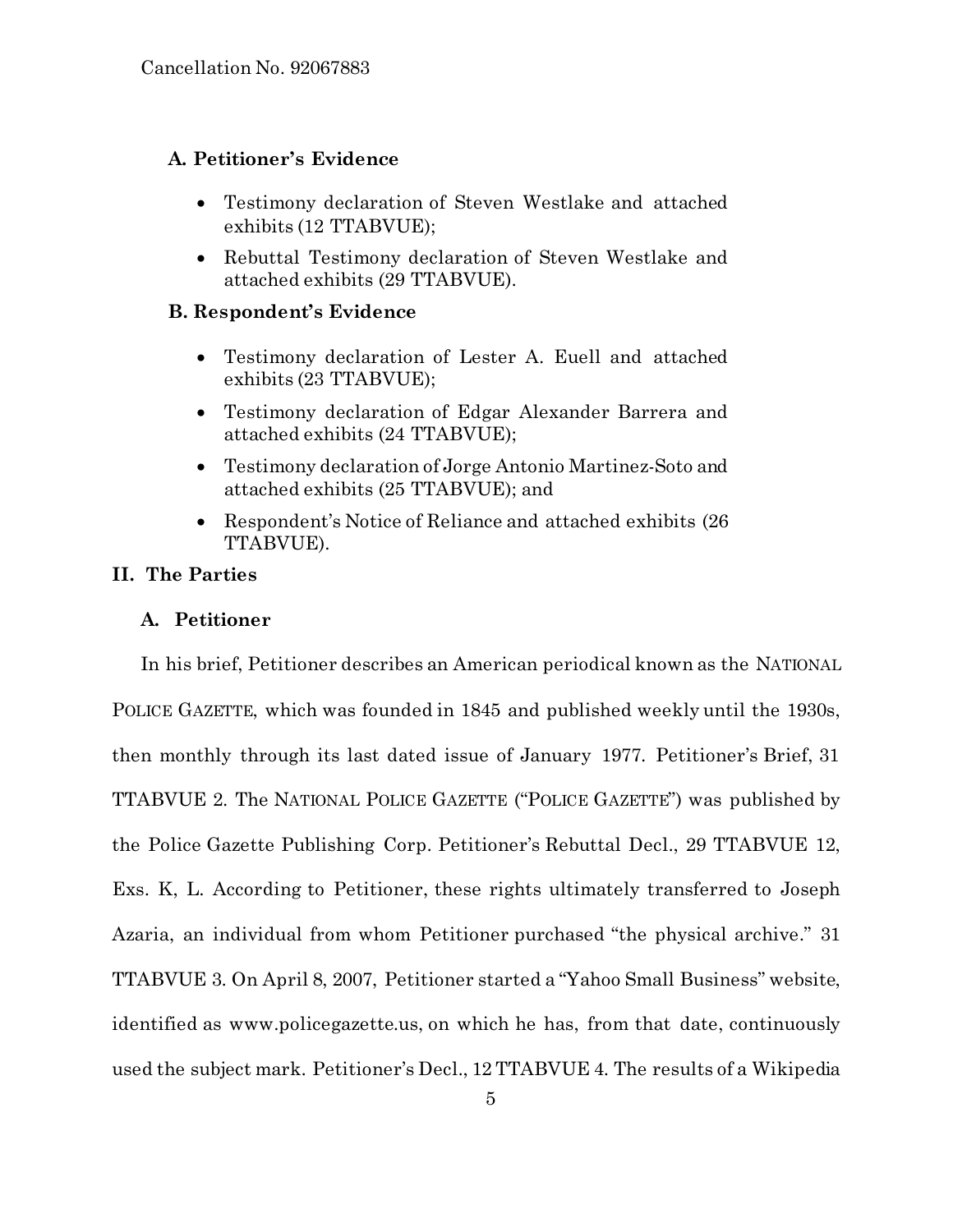### A. Petitioner's Evidence

- Testimony declaration of Steven Westlake and attached exhibits (12 TTABVUE);
- Rebuttal Testimony declaration of Steven Westlake and attached exhibits (29 TTABVUE).

### B. Respondent's Evidence

- Testimony declaration of Lester A. Euell and attached exhibits (23 TTABVUE);
- Testimony declaration of Edgar Alexander Barrera and attached exhibits (24 TTABVUE);
- Testimony declaration of Jorge Antonio Martinez-Soto and attached exhibits (25 TTABVUE); and
- Respondent's Notice of Reliance and attached exhibits (26 TTABVUE).

## II. The Parties

### A. Petitioner

In his brief, Petitioner describes an American periodical known as the NATIONAL POLICE GAZETTE, which was founded in 1845 and published weekly until the 1930s, then monthly through its last dated issue of January 1977. Petitioner's Brief, 31 TTABVUE 2. The NATIONAL POLICE GAZETTE ("POLICE GAZETTE") was published by the Police Gazette Publishing Corp. Petitioner's Rebuttal Decl., 29 TTABVUE 12, Exs. K, L. According to Petitioner, these rights ultimately transferred to Joseph Azaria, an individual from whom Petitioner purchased "the physical archive." 31 TTABVUE 3. On April 8, 2007, Petitioner started a "Yahoo Small Business" website, identified as www.policegazette.us, on which he has, from that date, continuously used the subject mark. Petitioner's Decl., 12 TTABVUE 4. The results of a Wikipedia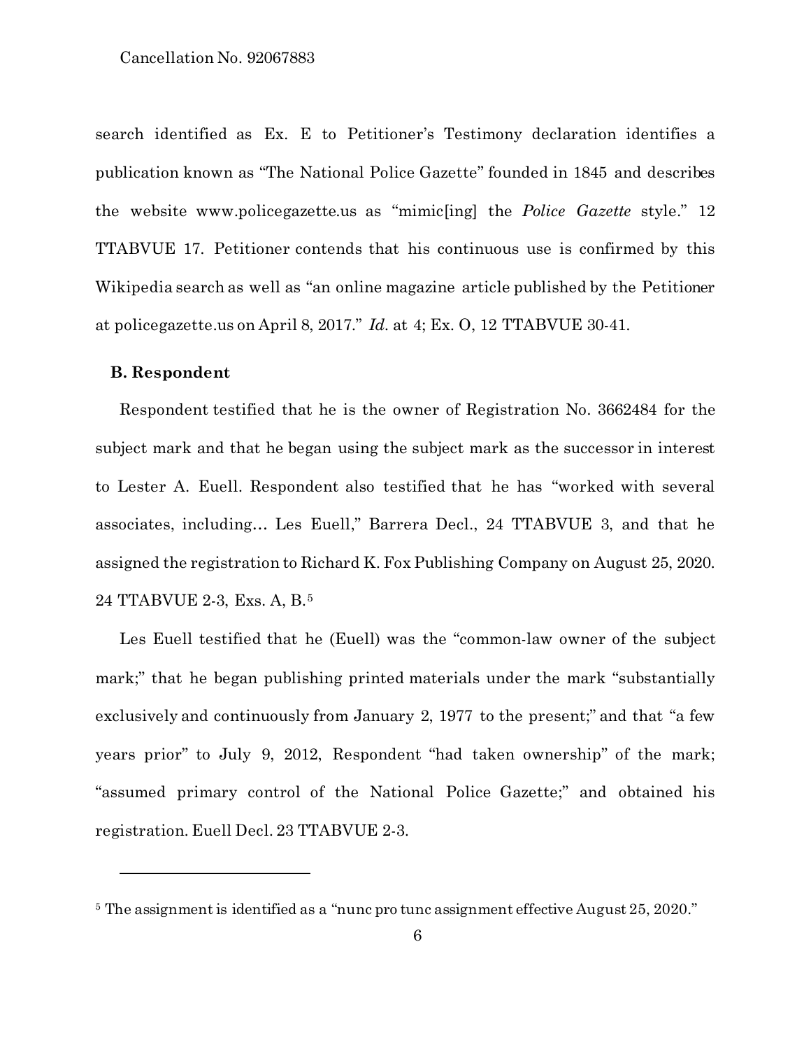search identified as Ex. E to Petitioner's Testimony declaration identifies a publication known as "The National Police Gazette" founded in 1845 and describes the website www.policegazette.us as "mimic[ing] the *Police Gazette* style." 12 TTABVUE 17. Petitioner contends that his continuous use is confirmed by this Wikipedia search as well as "an online magazine article published by the Petitioner at policegazette.us on April 8, 2017." *Id.* at 4; Ex. O, 12 TTABVUE 30-41.

**B. Respondent**

Respondent testified that he is the owner of Registration No. 3662484 for the subject mark and that he began using the subject mark as the successor in interest to Lester A. Euell. Respondent also testified that he has "worked with several associates, including… Les Euell," Barrera Decl., 24 TTABVUE 3, and that he assigned the registration to Richard K. Fox Publishing Company on August 25, 2020. 24 TTABVUE 2-3, Exs. A, B.[5]

Les Euell testified that he (Euell) was the "common-law owner of the subject mark;" that he began publishing printed materials under the mark "substantially exclusively and continuously from January 2, 1977 to the present;" and that "a few years prior" to July 9, 2012, Respondent "had taken ownership" of the mark; "assumed primary control of the National Police Gazette;" and obtained his registration. Euell Decl. 23 TTABVUE 2-3.

---

[5] The assignment is identified as a "nunc pro tunc assignment effective August 25, 2020."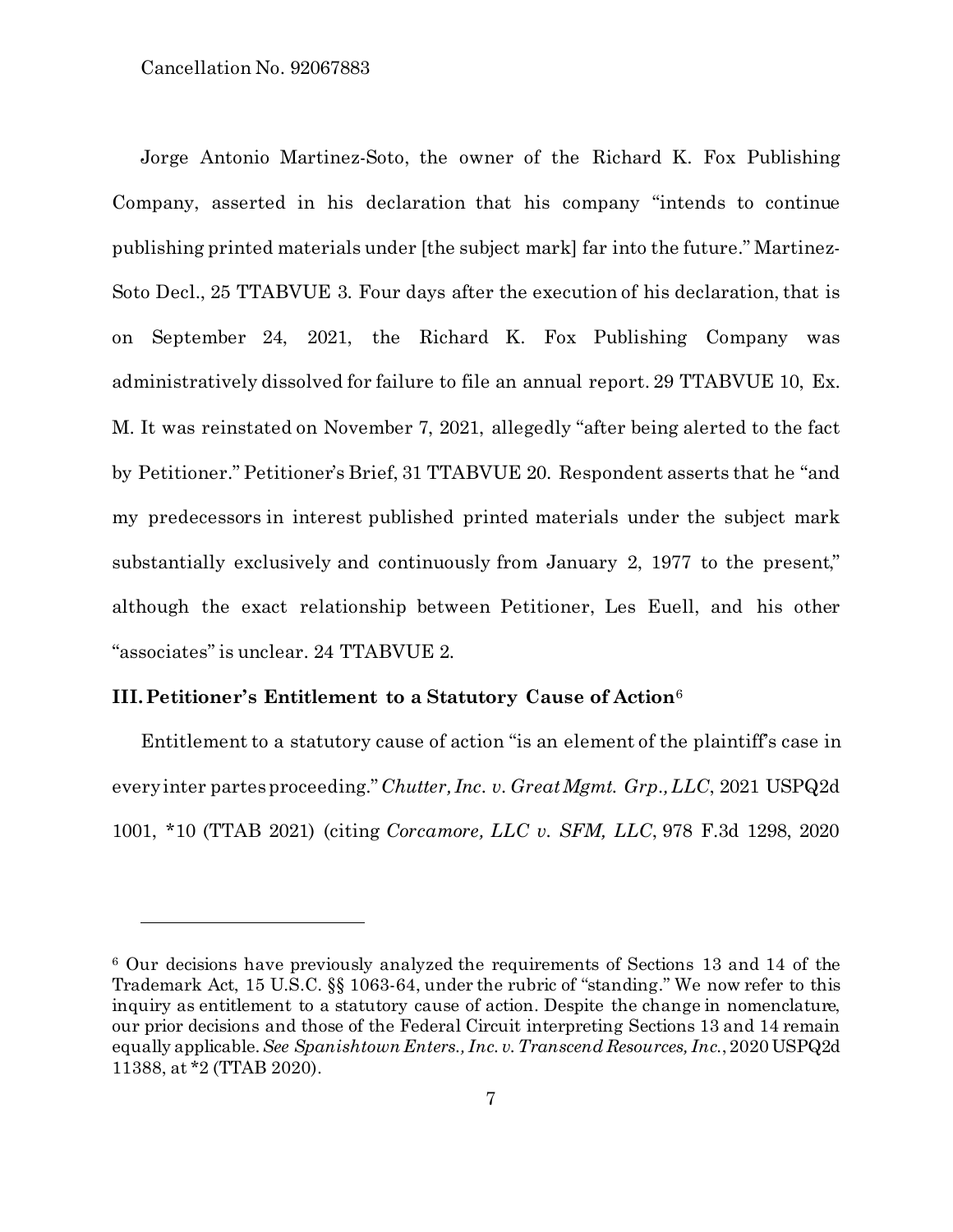Jorge Antonio Martinez-Soto, the owner of the Richard K. Fox Publishing Company, asserted in his declaration that his company "intends to continue publishing printed materials under [the subject mark] far into the future." Martinez-Soto Decl., 25 TTABVUE 3. Four days after the execution of his declaration, that is on September 24, 2021, the Richard K. Fox Publishing Company was administratively dissolved for failure to file an annual report. 29 TTABVUE 10, Ex. M. It was reinstated on November 7, 2021, allegedly "after being alerted to the fact by Petitioner." Petitioner's Brief, 31 TTABVUE 20. Respondent asserts that he "and my predecessors in interest published printed materials under the subject mark substantially exclusively and continuously from January 2, 1977 to the present," although the exact relationship between Petitioner, Les Euell, and his other "associates" is unclear. 24 TTABVUE 2.

## III. Petitioner's Entitlement to a Statutory Cause of Action[6]

Entitlement to a statutory cause of action "is an element of the plaintiff's case in every inter partes proceeding." *Chutter, Inc. v. Great Mgmt. Grp., LLC*, 2021 USPQ2d 1001, *10 (TTAB 2021) (citing *Corcamore, LLC v. SFM, LLC*, 978 F.3d 1298, 2020

---

[6] Our decisions have previously analyzed the requirements of Sections 13 and 14 of the Trademark Act, 15 U.S.C. §§ 1063-64, under the rubric of "standing." We now refer to this inquiry as entitlement to a statutory cause of action. Despite the change in nomenclature, our prior decisions and those of the Federal Circuit interpreting Sections 13 and 14 remain equally applicable. *See Spanishtown Enters., Inc. v. Transcend Resources, Inc.*, 2020 USPQ2d 11388, at *2 (TTAB 2020).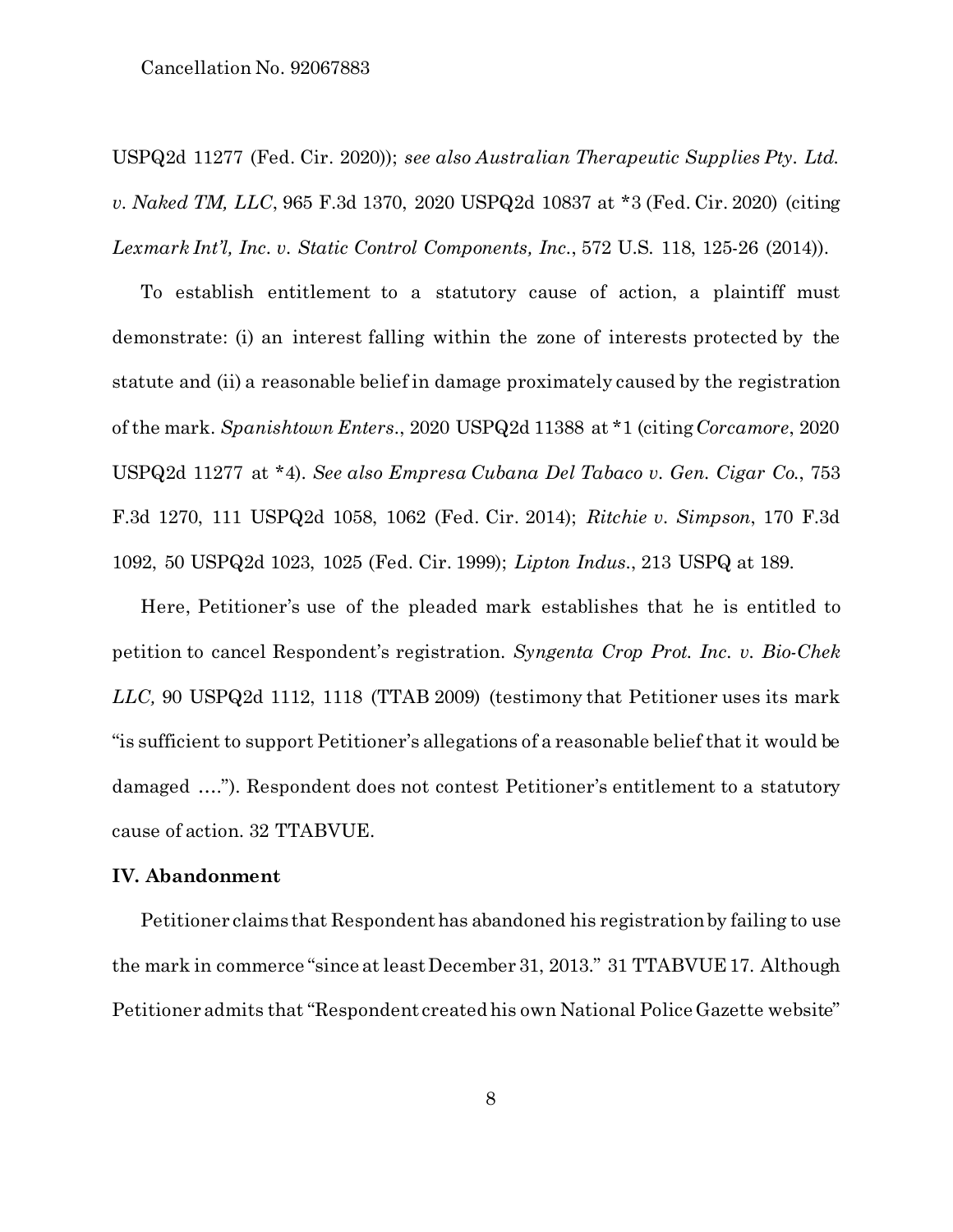USPQ2d 11277 (Fed. Cir. 2020)); *see also Australian Therapeutic Supplies Pty. Ltd. v. Naked TM, LLC*, 965 F.3d 1370, 2020 USPQ2d 10837 at *3 (Fed. Cir. 2020) (citing *Lexmark Int'l, Inc. v. Static Control Components, Inc.*, 572 U.S. 118, 125-26 (2014)).

To establish entitlement to a statutory cause of action, a plaintiff must demonstrate: (i) an interest falling within the zone of interests protected by the statute and (ii) a reasonable belief in damage proximately caused by the registration of the mark. *Spanishtown Enters.*, 2020 USPQ2d 11388 at *1 (citing *Corcamore*, 2020 USPQ2d 11277 at *4). *See also Empresa Cubana Del Tabaco v. Gen. Cigar Co.*, 753 F.3d 1270, 111 USPQ2d 1058, 1062 (Fed. Cir. 2014); *Ritchie v. Simpson*, 170 F.3d 1092, 50 USPQ2d 1023, 1025 (Fed. Cir. 1999); *Lipton Indus.*, 213 USPQ at 189.

Here, Petitioner's use of the pleaded mark establishes that he is entitled to petition to cancel Respondent's registration. *Syngenta Crop Prot. Inc. v. Bio-Chek LLC,* 90 USPQ2d 1112, 1118 (TTAB 2009) (testimony that Petitioner uses its mark "is sufficient to support Petitioner's allegations of a reasonable belief that it would be damaged …."). Respondent does not contest Petitioner's entitlement to a statutory cause of action. 32 TTABVUE.

**IV. Abandonment**

Petitioner claims that Respondent has abandoned his registration by failing to use the mark in commerce "since at least December 31, 2013." 31 TTABVUE 17. Although Petitioner admits that "Respondent created his own National Police Gazette website"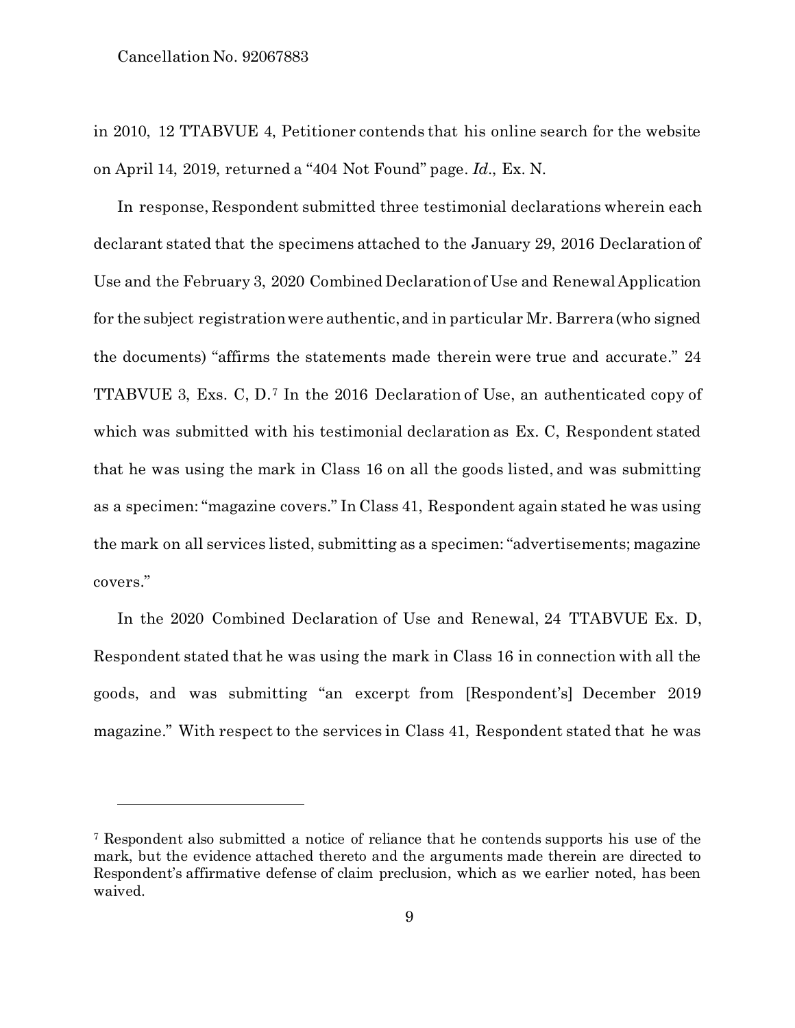in 2010, 12 TTABVUE 4, Petitioner contends that his online search for the website on April 14, 2019, returned a "404 Not Found" page. *Id*., Ex. N.

In response, Respondent submitted three testimonial declarations wherein each declarant stated that the specimens attached to the January 29, 2016 Declaration of Use and the February 3, 2020 Combined Declaration of Use and Renewal Application for the subject registration were authentic, and in particular Mr. Barrera (who signed the documents) "affirms the statements made therein were true and accurate." 24 TTABVUE 3, Exs. C, D.[7] In the 2016 Declaration of Use, an authenticated copy of which was submitted with his testimonial declaration as Ex. C, Respondent stated that he was using the mark in Class 16 on all the goods listed, and was submitting as a specimen: "magazine covers." In Class 41, Respondent again stated he was using the mark on all services listed, submitting as a specimen: "advertisements; magazine covers."

In the 2020 Combined Declaration of Use and Renewal, 24 TTABVUE Ex. D, Respondent stated that he was using the mark in Class 16 in connection with all the goods, and was submitting "an excerpt from [Respondent's] December 2019 magazine." With respect to the services in Class 41, Respondent stated that he was

---

[7] Respondent also submitted a notice of reliance that he contends supports his use of the mark, but the evidence attached thereto and the arguments made therein are directed to Respondent's affirmative defense of claim preclusion, which as we earlier noted, has been waived.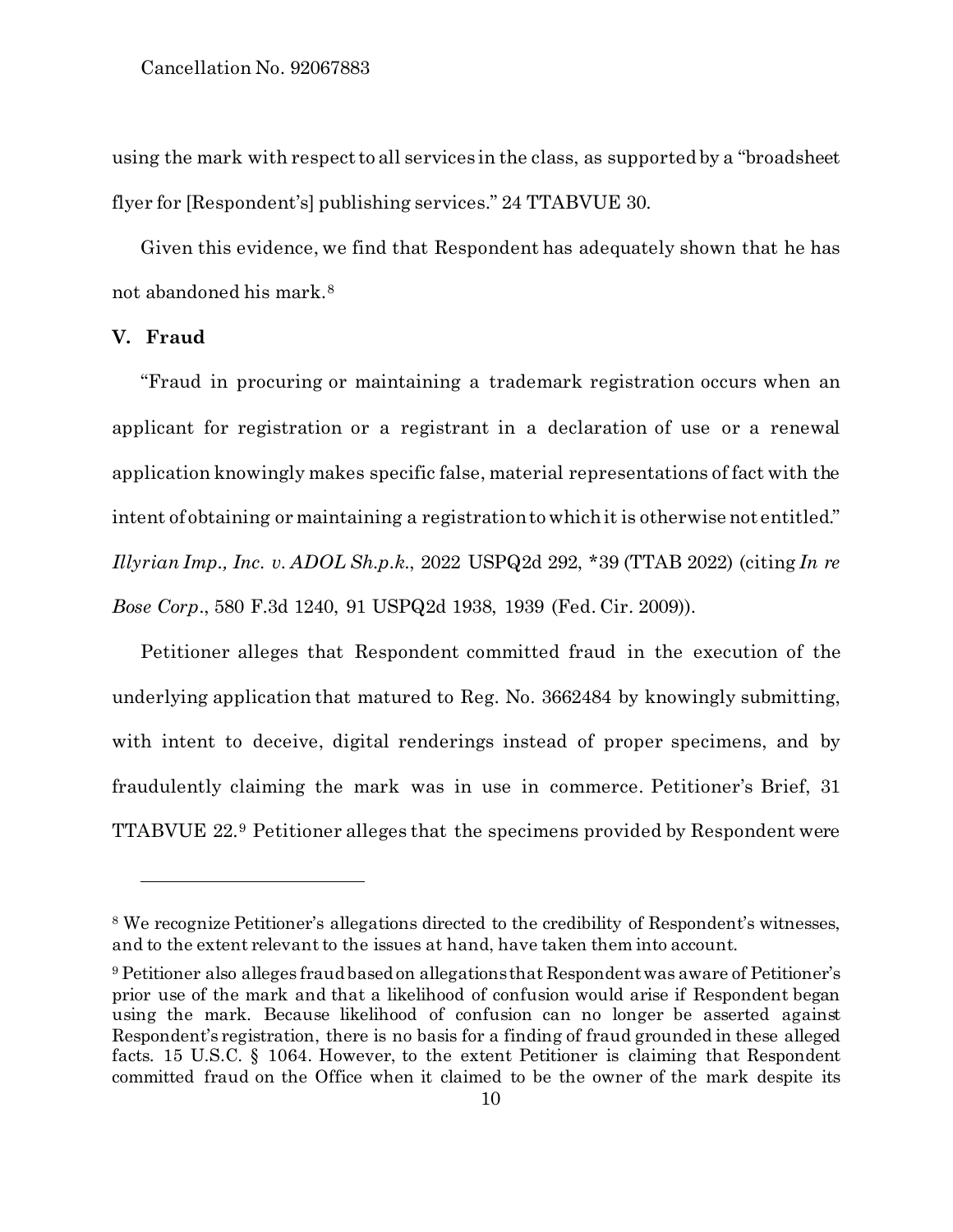using the mark with respect to all services in the class, as supported by a "broadsheet flyer for [Respondent's] publishing services." 24 TTABVUE 30.

Given this evidence, we find that Respondent has adequately shown that he has not abandoned his mark.[8]

## V. Fraud

"Fraud in procuring or maintaining a trademark registration occurs when an applicant for registration or a registrant in a declaration of use or a renewal application knowingly makes specific false, material representations of fact with the intent of obtaining or maintaining a registration to which it is otherwise not entitled." *Illyrian Imp., Inc. v. ADOL Sh.p.k.*, 2022 USPQ2d 292, *39 (TTAB 2022) (citing *In re Bose Corp*., 580 F.3d 1240, 91 USPQ2d 1938, 1939 (Fed. Cir. 2009)).

Petitioner alleges that Respondent committed fraud in the execution of the underlying application that matured to Reg. No. 3662484 by knowingly submitting, with intent to deceive, digital renderings instead of proper specimens, and by fraudulently claiming the mark was in use in commerce. Petitioner's Brief, 31 TTABVUE 22.[9] Petitioner alleges that the specimens provided by Respondent were

---

[8] We recognize Petitioner's allegations directed to the credibility of Respondent's witnesses, and to the extent relevant to the issues at hand, have taken them into account.

[9] Petitioner also alleges fraud based on allegations that Respondent was aware of Petitioner's prior use of the mark and that a likelihood of confusion would arise if Respondent began using the mark. Because likelihood of confusion can no longer be asserted against Respondent's registration, there is no basis for a finding of fraud grounded in these alleged facts. 15 U.S.C. § 1064. However, to the extent Petitioner is claiming that Respondent committed fraud on the Office when it claimed to be the owner of the mark despite its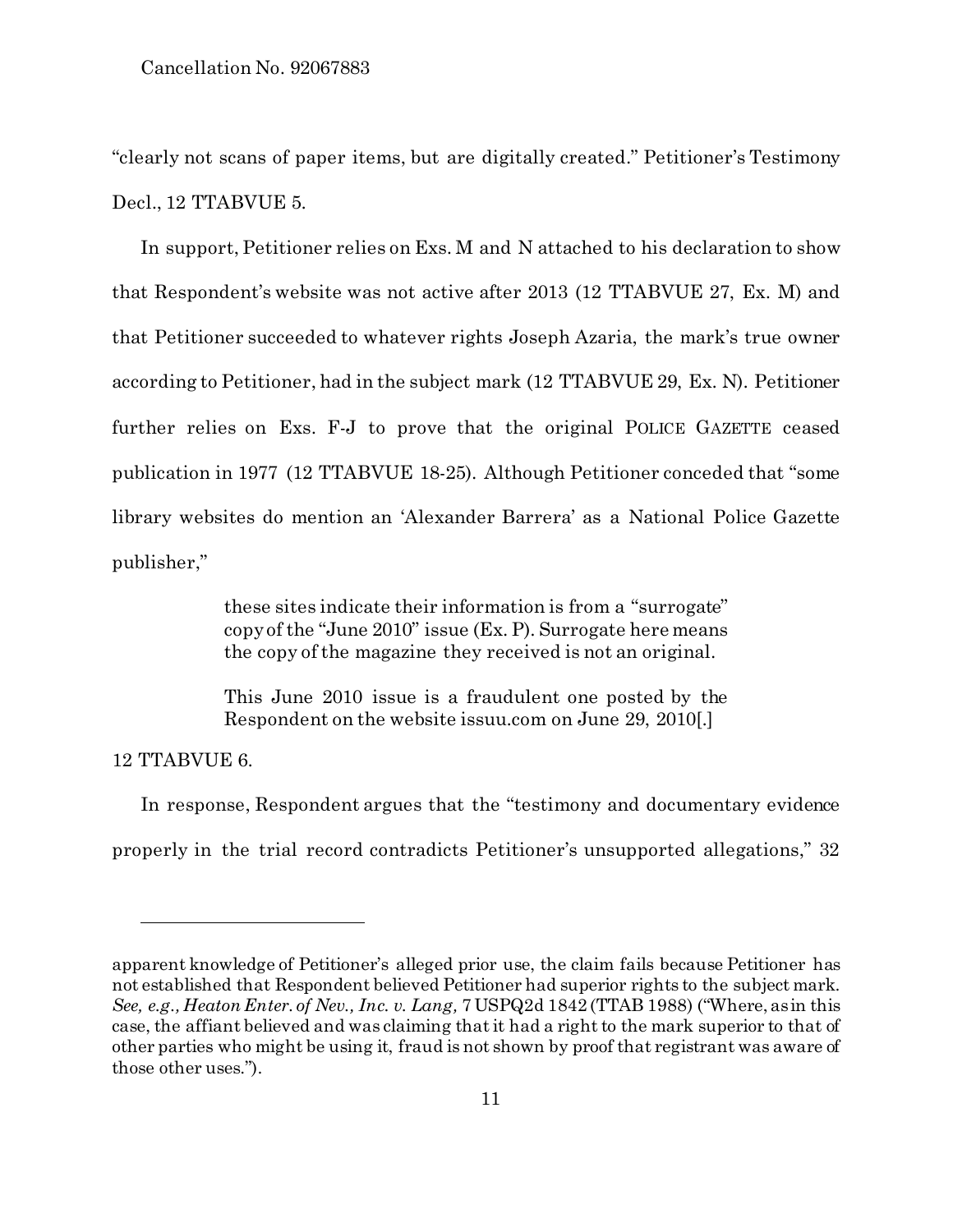"clearly not scans of paper items, but are digitally created." Petitioner's Testimony Decl., 12 TTABVUE 5.

In support, Petitioner relies on Exs. M and N attached to his declaration to show that Respondent's website was not active after 2013 (12 TTABVUE 27, Ex. M) and that Petitioner succeeded to whatever rights Joseph Azaria, the mark's true owner according to Petitioner, had in the subject mark (12 TTABVUE 29, Ex. N). Petitioner further relies on Exs. F-J to prove that the original POLICE GAZETTE ceased publication in 1977 (12 TTABVUE 18-25). Although Petitioner conceded that "some library websites do mention an 'Alexander Barrera' as a National Police Gazette publisher,"

> these sites indicate their information is from a "surrogate" copy of the "June 2010" issue (Ex. P). Surrogate here means the copy of the magazine they received is not an original.
>
> This June 2010 issue is a fraudulent one posted by the Respondent on the website issuu.com on June 29, 2010[.]

12 TTABVUE 6.

In response, Respondent argues that the "testimony and documentary evidence properly in the trial record contradicts Petitioner's unsupported allegations," 32

---

apparent knowledge of Petitioner's alleged prior use, the claim fails because Petitioner has not established that Respondent believed Petitioner had superior rights to the subject mark. *See, e.g., Heaton Enter. of Nev., Inc. v. Lang,* 7 USPQ2d 1842 (TTAB 1988) ("Where, as in this case, the affiant believed and was claiming that it had a right to the mark superior to that of other parties who might be using it, fraud is not shown by proof that registrant was aware of those other uses.").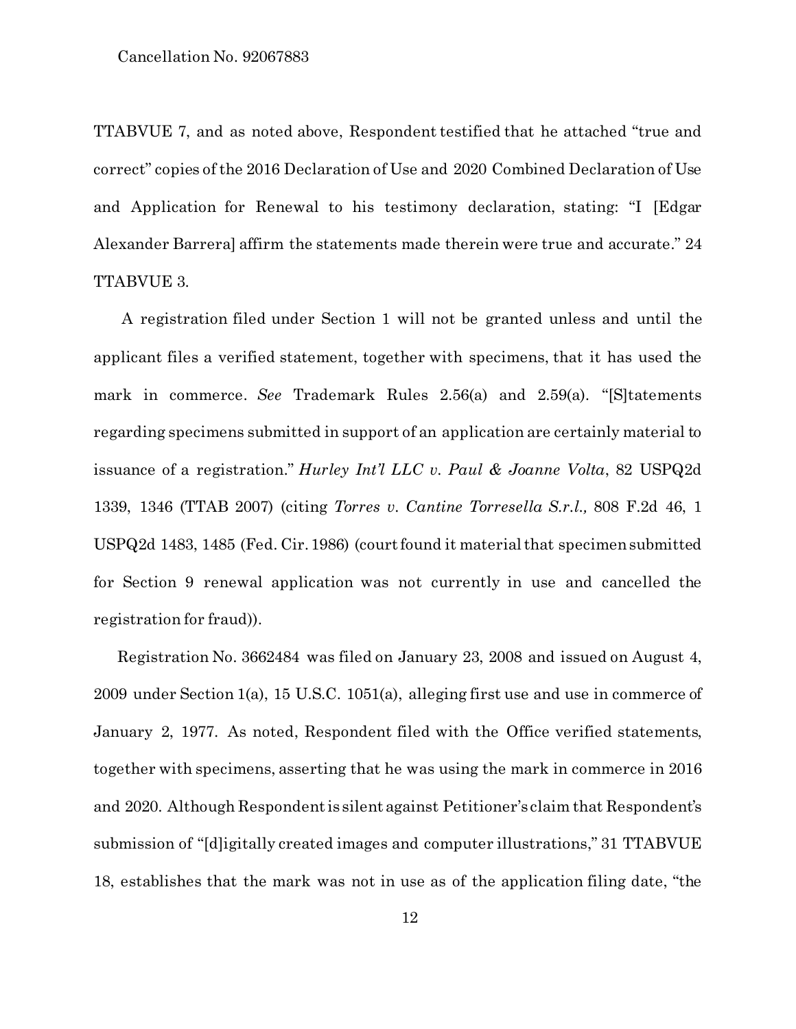TTABVUE 7, and as noted above, Respondent testified that he attached "true and correct" copies of the 2016 Declaration of Use and 2020 Combined Declaration of Use and Application for Renewal to his testimony declaration, stating: "I [Edgar Alexander Barrera] affirm the statements made therein were true and accurate." 24 TTABVUE 3.

A registration filed under Section 1 will not be granted unless and until the applicant files a verified statement, together with specimens, that it has used the mark in commerce. *See* Trademark Rules 2.56(a) and 2.59(a). "[S]tatements regarding specimens submitted in support of an application are certainly material to issuance of a registration." *Hurley Int'l LLC v. Paul & Joanne Volta*, 82 USPQ2d 1339, 1346 (TTAB 2007) (citing *Torres v. Cantine Torresella S.r.l.,* 808 F.2d 46, 1 USPQ2d 1483, 1485 (Fed. Cir. 1986) (court found it material that specimen submitted for Section 9 renewal application was not currently in use and cancelled the registration for fraud)).

Registration No. 3662484 was filed on January 23, 2008 and issued on August 4, 2009 under Section 1(a), 15 U.S.C. 1051(a), alleging first use and use in commerce of January 2, 1977. As noted, Respondent filed with the Office verified statements, together with specimens, asserting that he was using the mark in commerce in 2016 and 2020. Although Respondent is silent against Petitioner's claim that Respondent's submission of "[d]igitally created images and computer illustrations," 31 TTABVUE 18, establishes that the mark was not in use as of the application filing date, "the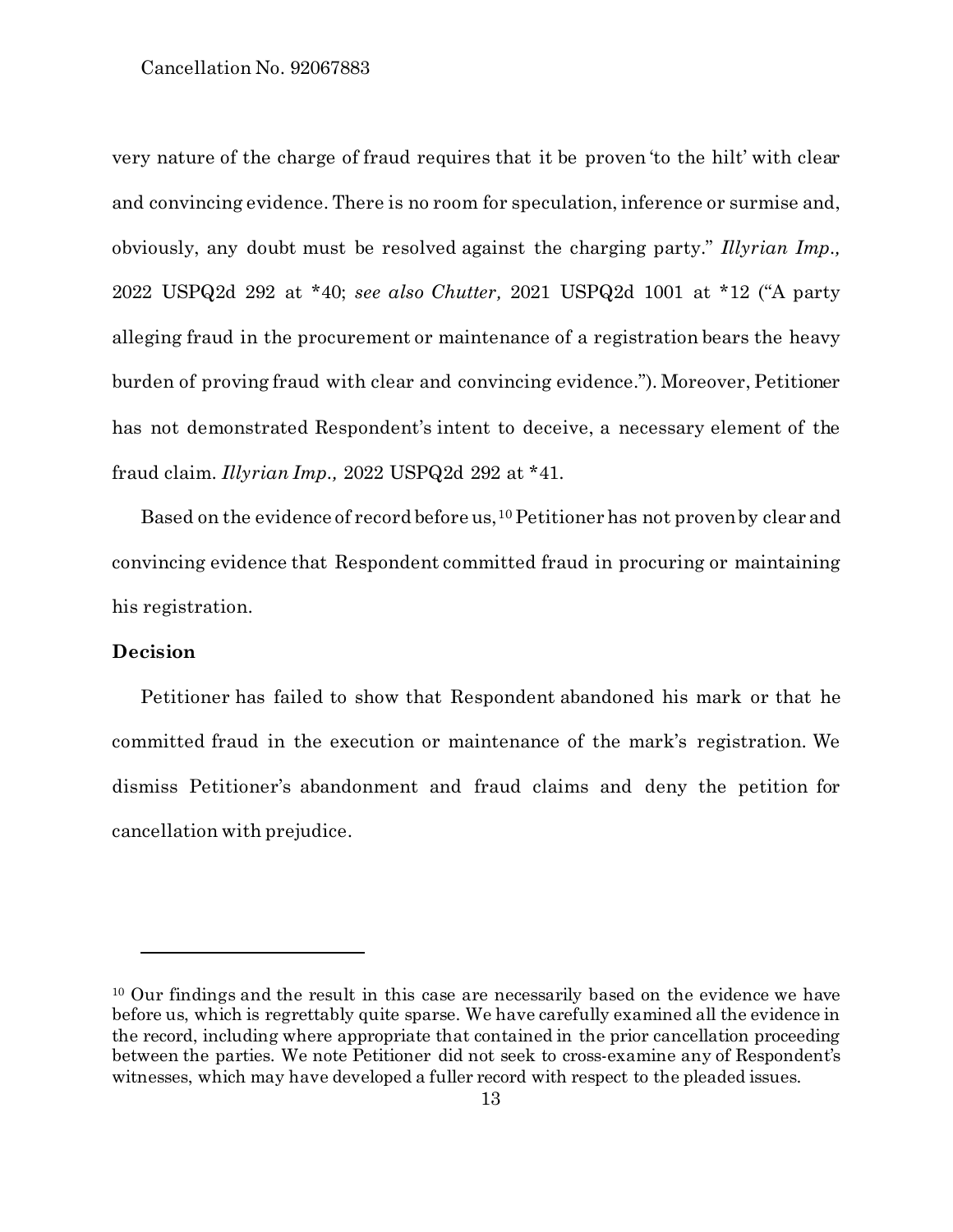very nature of the charge of fraud requires that it be proven 'to the hilt' with clear and convincing evidence. There is no room for speculation, inference or surmise and, obviously, any doubt must be resolved against the charging party." *Illyrian Imp.,* 2022 USPQ2d 292 at *40; *see also Chutter,* 2021 USPQ2d 1001 at *12 ("A party alleging fraud in the procurement or maintenance of a registration bears the heavy burden of proving fraud with clear and convincing evidence."). Moreover, Petitioner has not demonstrated Respondent's intent to deceive, a necessary element of the fraud claim. *Illyrian Imp.,* 2022 USPQ2d 292 at *41.

Based on the evidence of record before us,[10] Petitioner has not proven by clear and convincing evidence that Respondent committed fraud in procuring or maintaining his registration.

**Decision**

Petitioner has failed to show that Respondent abandoned his mark or that he committed fraud in the execution or maintenance of the mark's registration. We dismiss Petitioner's abandonment and fraud claims and deny the petition for cancellation with prejudice.

---

[10] Our findings and the result in this case are necessarily based on the evidence we have before us, which is regrettably quite sparse. We have carefully examined all the evidence in the record, including where appropriate that contained in the prior cancellation proceeding between the parties. We note Petitioner did not seek to cross-examine any of Respondent's witnesses, which may have developed a fuller record with respect to the pleaded issues.